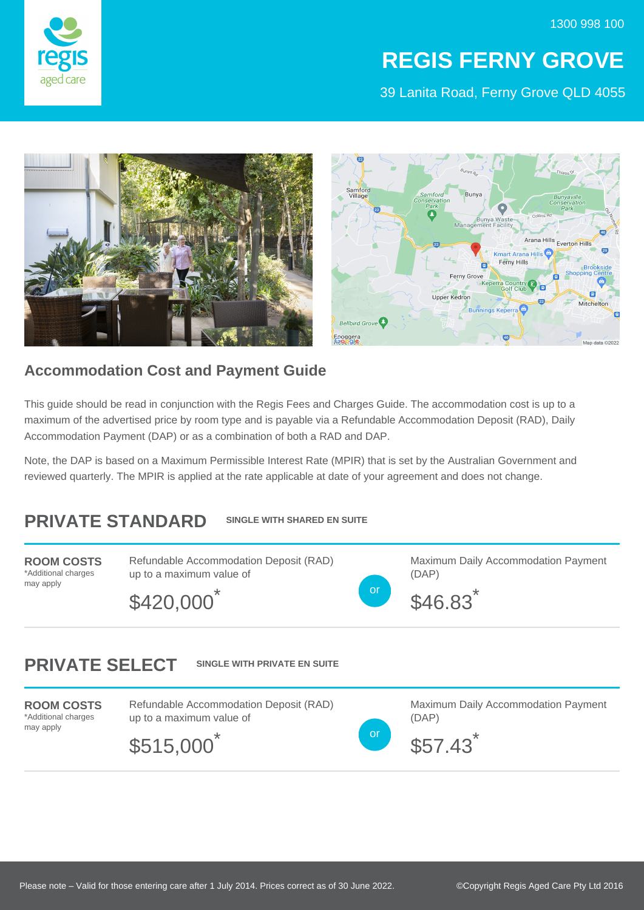1300 998 100

# REGIS FERNY GROVE

39 Lanita Road, Ferny Grove QLD 4055

## Accommodation Cost and Payment Guide

This guide should be read in conjunction with the Regis Fees and Charges Guide. The accommodation cost is up to a maximum of the advertised price by room type and is payable via a Refundable Accommodation Deposit (RAD), Daily Accommodation Payment (DAP) or as a combination of both a RAD and DAP.

Note, the DAP is based on a Maximum Permissible Interest Rate (MPIR) that is set by the Australian Government and reviewed quarterly. The MPIR is applied at the rate applicable at date of your agreement and does not change.

## PRIVATE STANDARD

**SINGLE WITH SHARED EN SUITE**

| **ROOM COSTS** *Additional charges may apply | Refundable Accommodation Deposit (RAD) up to a maximum value of | | Maximum Daily Accommodation Payment (DAP) |
|---|---|---|---|
| | $420,000* | or | $46.83* |

## PRIVATE SELECT

**SINGLE WITH PRIVATE EN SUITE**

| **ROOM COSTS** *Additional charges may apply | Refundable Accommodation Deposit (RAD) up to a maximum value of | | Maximum Daily Accommodation Payment (DAP) |
|---|---|---|---|
| | $515,000* | or | $57.43* |

Please note – Valid for those entering care after 1 July 2014. Prices correct as of 30 June 2022.

©Copyright Regis Aged Care Pty Ltd 2016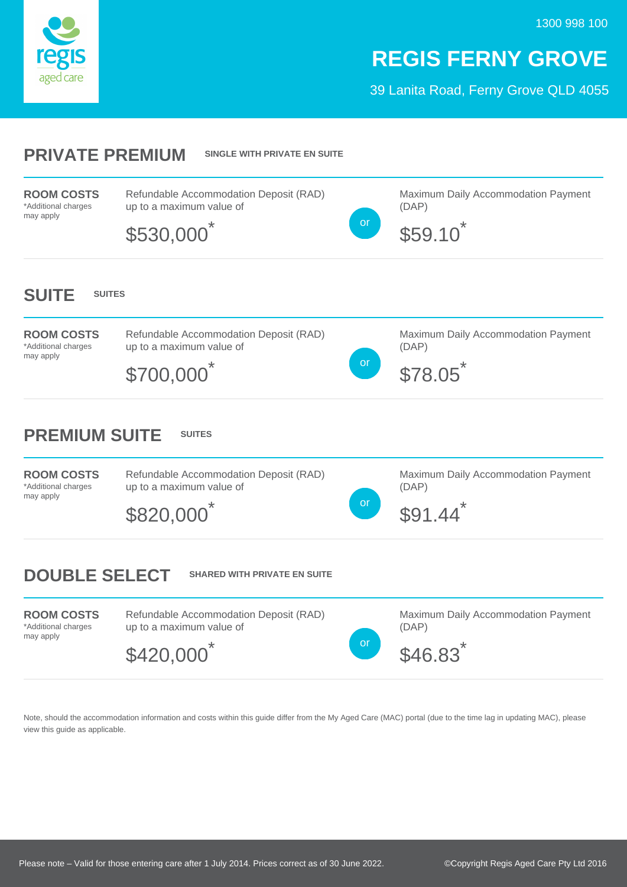1300 998 100

# REGIS FERNY GROVE

39 Lanita Road, Ferny Grove QLD 4055

## PRIVATE PREMIUM

**SINGLE WITH PRIVATE EN SUITE**

**ROOM COSTS**
*Additional charges may apply

Refundable Accommodation Deposit (RAD) up to a maximum value of

$530,000*

or

Maximum Daily Accommodation Payment (DAP)

$59.10*

## SUITE

**SUITES**

**ROOM COSTS**
*Additional charges may apply

Refundable Accommodation Deposit (RAD) up to a maximum value of

$700,000*

or

Maximum Daily Accommodation Payment (DAP)

$78.05*

## PREMIUM SUITE

**SUITES**

**ROOM COSTS**
*Additional charges may apply

Refundable Accommodation Deposit (RAD) up to a maximum value of

$820,000*

or

Maximum Daily Accommodation Payment (DAP)

$91.44*

## DOUBLE SELECT

**SHARED WITH PRIVATE EN SUITE**

**ROOM COSTS**
*Additional charges may apply

Refundable Accommodation Deposit (RAD) up to a maximum value of

$420,000*

or

Maximum Daily Accommodation Payment (DAP)

$46.83*

Note, should the accommodation information and costs within this guide differ from the My Aged Care (MAC) portal (due to the time lag in updating MAC), please view this guide as applicable.

Please note – Valid for those entering care after 1 July 2014. Prices correct as of 30 June 2022.

©Copyright Regis Aged Care Pty Ltd 2016